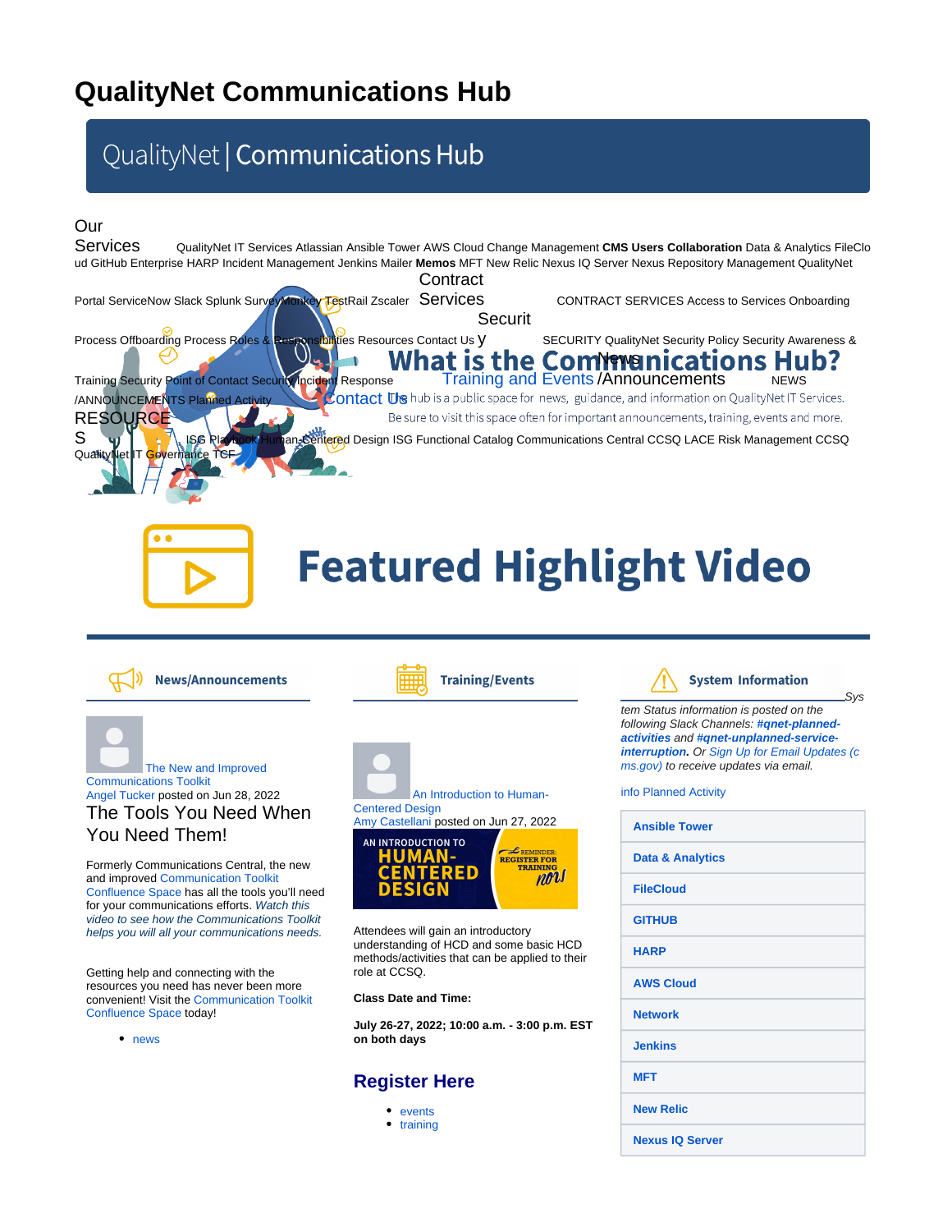# QualityNet Communications Hub

QualityNet | Communications Hub

Our Services QualityNet IT Services Atlassian Ansible Tower AWS Cloud Change Management **CMS Users Collaboration** Data & Analytics FileCloud GitHub Enterprise HARP Incident Management Jenkins Mailer **Memos** MFT New Relic Nexus IQ Server Nexus Repository Management QualityNet Portal ServiceNow Slack Splunk SurveyMonkey TestRail Zscaler Contract Services CONTRACT SERVICES Access to Services Onboarding Process Offboarding Process Roles & Responsibilities Resources Contact Us Security SECURITY QualityNet Security Policy Security Awareness & Training Security Point of Contact Security Incident Response News NEWS /ANNOUNCEMENTS Planned Activity RESOURCES ISG Playbook Human-Centered Design ISG Functional Catalog Communications Central CCSQ LACE Risk Management CCSQ QualityNet IT Governance TCF

## What is the Communications Hub?

Training and Events /Announcements

Contact Us

The hub is a public space for news, guidance, and information on QualityNet IT Services.

Be sure to visit this space often for important announcements, training, events and more.

## Featured Highlight Video

### News/Announcements

The New and Improved Communications Toolkit

Angel Tucker posted on Jun 28, 2022

The Tools You Need When You Need Them!

Formerly Communications Central, the new and improved Communications Toolkit Confluence Space has all the tools you'll need for your communications efforts. *Watch this video to see how the Communications Toolkit helps you will all your communications needs.*

Getting help and connecting with the resources you need has never been more convenient! Visit the Communication Toolkit Confluence Space today!

- news

### Training/Events

An Introduction to Human-Centered Design

Amy Castellani posted on Jun 27, 2022

AN INTRODUCTION TO HUMAN-CENTERED DESIGN — REMINDER: REGISTER FOR TRAINING now!

Attendees will gain an introductory understanding of HCD and some basic HCD methods/activities that can be applied to their role at CCSQ.

**Class Date and Time:**

**July 26-27, 2022; 10:00 a.m. - 3:00 p.m. EST on both days**

## Register Here

- events
- training

### System Information

*System Status information is posted on the following Slack Channels: **#qnet-planned-activities** and **#qnet-unplanned-service-interruption**. Or Sign Up for Email Updates (cms.gov) to receive updates via email.*

info Planned Activity

| |
|---|
| **Ansible Tower** |
| **Data & Analytics** |
| **FileCloud** |
| **GITHUB** |
| **HARP** |
| **AWS Cloud** |
| **Network** |
| **Jenkins** |
| **MFT** |
| **New Relic** |
| **Nexus IQ Server** |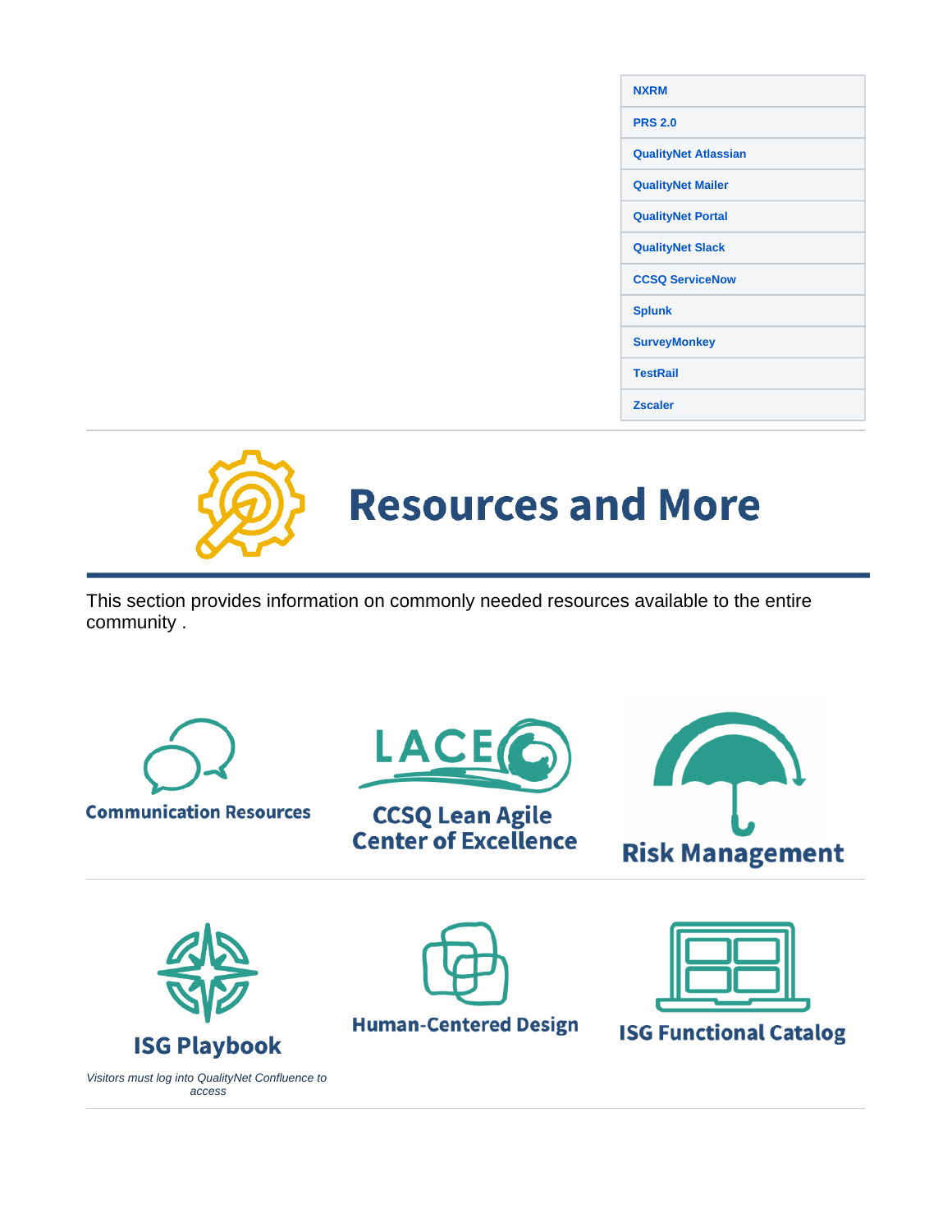| |
|---|
| **NXRM** |
| **PRS 2.0** |
| **QualityNet Atlassian** |
| **QualityNet Mailer** |
| **QualityNet Portal** |
| **QualityNet Slack** |
| **CCSQ ServiceNow** |
| **Splunk** |
| **SurveyMonkey** |
| **TestRail** |
| **Zscaler** |

---

# Resources and More

This section provides information on commonly needed resources available to the entire community .

| | | |
|---|---|---|
| **Communication Resources** | **LACE** **CCSQ Lean Agile Center of Excellence** | **Risk Management** |
| **ISG Playbook** *Visitors must log into QualityNet Confluence to access* | **Human-Centered Design** | **ISG Functional Catalog** |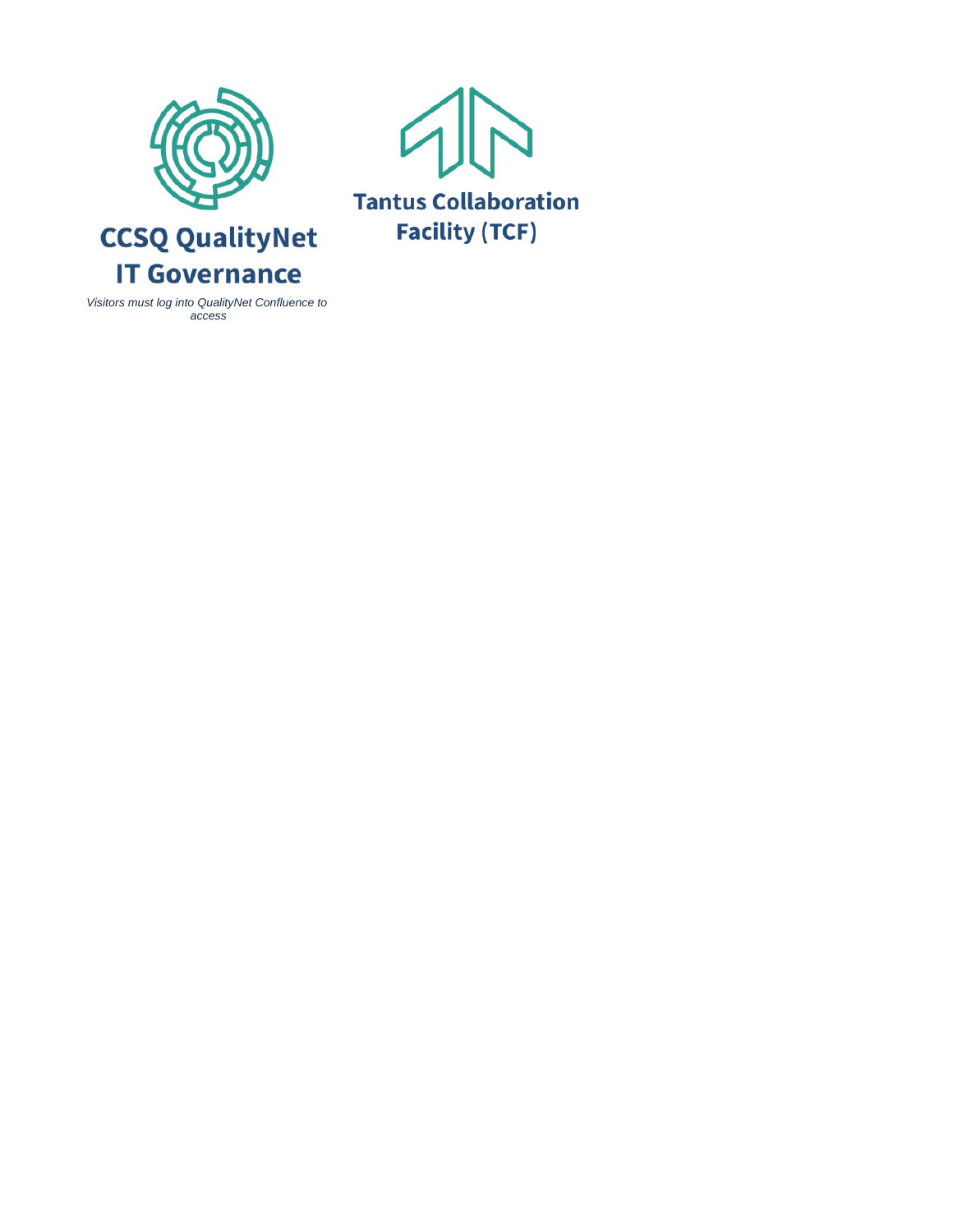**CCSQ QualityNet IT Governance**

*Visitors must log into QualityNet Confluence to access*

**Tantus Collaboration Facility (TCF)**